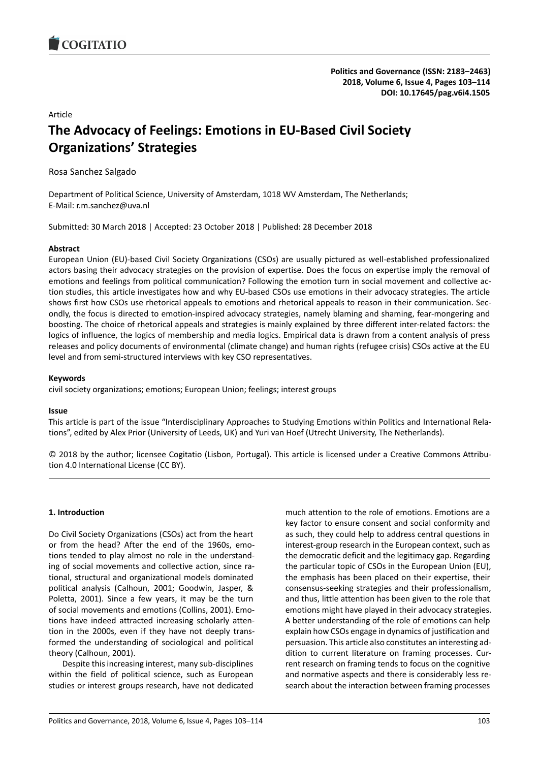**Politics and Governance (ISSN: 2183–2463)**
**2018, Volume 6, Issue 4, Pages 103–114**
**DOI: 10.17645/pag.v6i4.1505**

Article

# The Advocacy of Feelings: Emotions in EU-Based Civil Society Organizations' Strategies

Rosa Sanchez Salgado

Department of Political Science, University of Amsterdam, 1018 WV Amsterdam, The Netherlands;
E-Mail: r.m.sanchez@uva.nl

Submitted: 30 March 2018 | Accepted: 23 October 2018 | Published: 28 December 2018

**Abstract**

European Union (EU)-based Civil Society Organizations (CSOs) are usually pictured as well-established professionalized actors basing their advocacy strategies on the provision of expertise. Does the focus on expertise imply the removal of emotions and feelings from political communication? Following the emotion turn in social movement and collective action studies, this article investigates how and why EU-based CSOs use emotions in their advocacy strategies. The article shows first how CSOs use rhetorical appeals to emotions and rhetorical appeals to reason in their communication. Secondly, the focus is directed to emotion-inspired advocacy strategies, namely blaming and shaming, fear-mongering and boosting. The choice of rhetorical appeals and strategies is mainly explained by three different inter-related factors: the logics of influence, the logics of membership and media logics. Empirical data is drawn from a content analysis of press releases and policy documents of environmental (climate change) and human rights (refugee crisis) CSOs active at the EU level and from semi-structured interviews with key CSO representatives.

**Keywords**

civil society organizations; emotions; European Union; feelings; interest groups

**Issue**

This article is part of the issue "Interdisciplinary Approaches to Studying Emotions within Politics and International Relations", edited by Alex Prior (University of Leeds, UK) and Yuri van Hoef (Utrecht University, The Netherlands).

© 2018 by the author; licensee Cogitatio (Lisbon, Portugal). This article is licensed under a Creative Commons Attribution 4.0 International License (CC BY).

## 1. Introduction

Do Civil Society Organizations (CSOs) act from the heart or from the head? After the end of the 1960s, emotions tended to play almost no role in the understanding of social movements and collective action, since rational, structural and organizational models dominated political analysis (Calhoun, 2001; Goodwin, Jasper, & Poletta, 2001). Since a few years, it may be the turn of social movements and emotions (Collins, 2001). Emotions have indeed attracted increasing scholarly attention in the 2000s, even if they have not deeply transformed the understanding of sociological and political theory (Calhoun, 2001).

Despite this increasing interest, many sub-disciplines within the field of political science, such as European studies or interest groups research, have not dedicated much attention to the role of emotions. Emotions are a key factor to ensure consent and social conformity and as such, they could help to address central questions in interest-group research in the European context, such as the democratic deficit and the legitimacy gap. Regarding the particular topic of CSOs in the European Union (EU), the emphasis has been placed on their expertise, their consensus-seeking strategies and their professionalism, and thus, little attention has been given to the role that emotions might have played in their advocacy strategies. A better understanding of the role of emotions can help explain how CSOs engage in dynamics of justification and persuasion. This article also constitutes an interesting addition to current literature on framing processes. Current research on framing tends to focus on the cognitive and normative aspects and there is considerably less research about the interaction between framing processes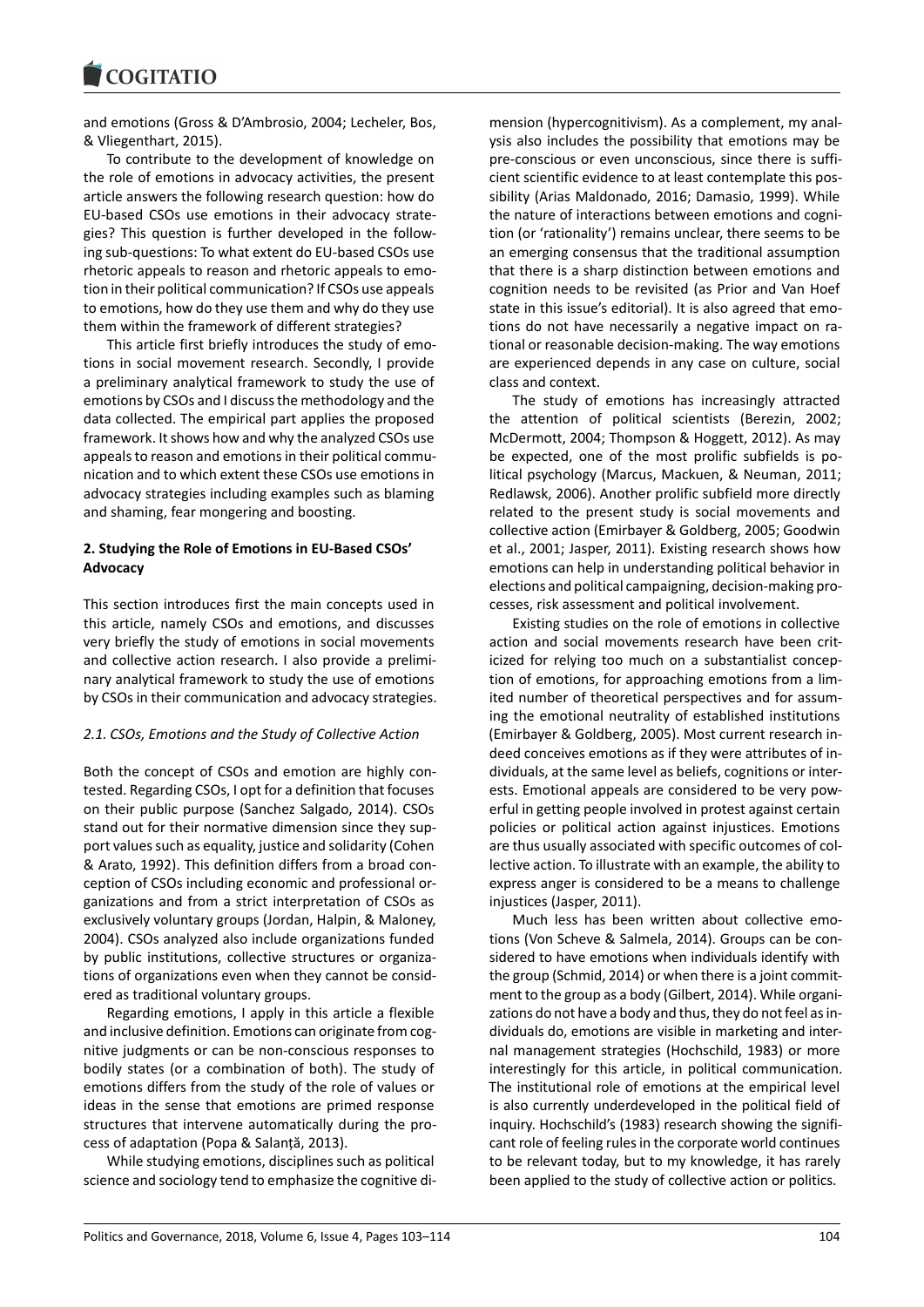and emotions (Gross & D'Ambrosio, 2004; Lecheler, Bos, & Vliegenthart, 2015).

To contribute to the development of knowledge on the role of emotions in advocacy activities, the present article answers the following research question: how do EU-based CSOs use emotions in their advocacy strategies? This question is further developed in the following sub-questions: To what extent do EU-based CSOs use rhetoric appeals to reason and rhetoric appeals to emotion in their political communication? If CSOs use appeals to emotions, how do they use them and why do they use them within the framework of different strategies?

This article first briefly introduces the study of emotions in social movement research. Secondly, I provide a preliminary analytical framework to study the use of emotions by CSOs and I discuss the methodology and the data collected. The empirical part applies the proposed framework. It shows how and why the analyzed CSOs use appeals to reason and emotions in their political communication and to which extent these CSOs use emotions in advocacy strategies including examples such as blaming and shaming, fear mongering and boosting.

## 2. Studying the Role of Emotions in EU-Based CSOs' Advocacy

This section introduces first the main concepts used in this article, namely CSOs and emotions, and discusses very briefly the study of emotions in social movements and collective action research. I also provide a preliminary analytical framework to study the use of emotions by CSOs in their communication and advocacy strategies.

### *2.1. CSOs, Emotions and the Study of Collective Action*

Both the concept of CSOs and emotion are highly contested. Regarding CSOs, I opt for a definition that focuses on their public purpose (Sanchez Salgado, 2014). CSOs stand out for their normative dimension since they support values such as equality, justice and solidarity (Cohen & Arato, 1992). This definition differs from a broad conception of CSOs including economic and professional organizations and from a strict interpretation of CSOs as exclusively voluntary groups (Jordan, Halpin, & Maloney, 2004). CSOs analyzed also include organizations funded by public institutions, collective structures or organizations of organizations even when they cannot be considered as traditional voluntary groups.

Regarding emotions, I apply in this article a flexible and inclusive definition. Emotions can originate from cognitive judgments or can be non-conscious responses to bodily states (or a combination of both). The study of emotions differs from the study of the role of values or ideas in the sense that emotions are primed response structures that intervene automatically during the process of adaptation (Popa & Salanță, 2013).

While studying emotions, disciplines such as political science and sociology tend to emphasize the cognitive dimension (hypercognitivism). As a complement, my analysis also includes the possibility that emotions may be pre-conscious or even unconscious, since there is sufficient scientific evidence to at least contemplate this possibility (Arias Maldonado, 2016; Damasio, 1999). While the nature of interactions between emotions and cognition (or 'rationality') remains unclear, there seems to be an emerging consensus that the traditional assumption that there is a sharp distinction between emotions and cognition needs to be revisited (as Prior and Van Hoef state in this issue's editorial). It is also agreed that emotions do not have necessarily a negative impact on rational or reasonable decision-making. The way emotions are experienced depends in any case on culture, social class and context.

The study of emotions has increasingly attracted the attention of political scientists (Berezin, 2002; McDermott, 2004; Thompson & Hoggett, 2012). As may be expected, one of the most prolific subfields is political psychology (Marcus, Mackuen, & Neuman, 2011; Redlawsk, 2006). Another prolific subfield more directly related to the present study is social movements and collective action (Emirbayer & Goldberg, 2005; Goodwin et al., 2001; Jasper, 2011). Existing research shows how emotions can help in understanding political behavior in elections and political campaigning, decision-making processes, risk assessment and political involvement.

Existing studies on the role of emotions in collective action and social movements research have been criticized for relying too much on a substantialist conception of emotions, for approaching emotions from a limited number of theoretical perspectives and for assuming the emotional neutrality of established institutions (Emirbayer & Goldberg, 2005). Most current research indeed conceives emotions as if they were attributes of individuals, at the same level as beliefs, cognitions or interests. Emotional appeals are considered to be very powerful in getting people involved in protest against certain policies or political action against injustices. Emotions are thus usually associated with specific outcomes of collective action. To illustrate with an example, the ability to express anger is considered to be a means to challenge injustices (Jasper, 2011).

Much less has been written about collective emotions (Von Scheve & Salmela, 2014). Groups can be considered to have emotions when individuals identify with the group (Schmid, 2014) or when there is a joint commitment to the group as a body (Gilbert, 2014). While organizations do not have a body and thus, they do not feel as individuals do, emotions are visible in marketing and internal management strategies (Hochschild, 1983) or more interestingly for this article, in political communication. The institutional role of emotions at the empirical level is also currently underdeveloped in the political field of inquiry. Hochschild's (1983) research showing the significant role of feeling rules in the corporate world continues to be relevant today, but to my knowledge, it has rarely been applied to the study of collective action or politics.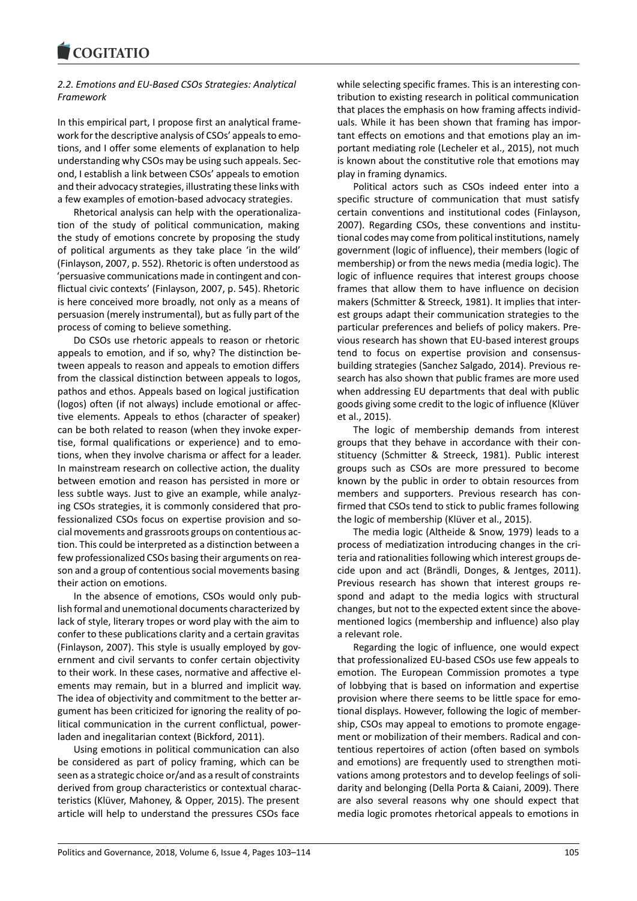### *2.2. Emotions and EU-Based CSOs Strategies: Analytical Framework*

In this empirical part, I propose first an analytical framework for the descriptive analysis of CSOs' appeals to emotions, and I offer some elements of explanation to help understanding why CSOs may be using such appeals. Second, I establish a link between CSOs' appeals to emotion and their advocacy strategies, illustrating these links with a few examples of emotion-based advocacy strategies.

Rhetorical analysis can help with the operationalization of the study of political communication, making the study of emotions concrete by proposing the study of political arguments as they take place 'in the wild' (Finlayson, 2007, p. 552). Rhetoric is often understood as 'persuasive communications made in contingent and conflictual civic contexts' (Finlayson, 2007, p. 545). Rhetoric is here conceived more broadly, not only as a means of persuasion (merely instrumental), but as fully part of the process of coming to believe something.

Do CSOs use rhetoric appeals to reason or rhetoric appeals to emotion, and if so, why? The distinction between appeals to reason and appeals to emotion differs from the classical distinction between appeals to logos, pathos and ethos. Appeals based on logical justification (logos) often (if not always) include emotional or affective elements. Appeals to ethos (character of speaker) can be both related to reason (when they invoke expertise, formal qualifications or experience) and to emotions, when they involve charisma or affect for a leader. In mainstream research on collective action, the duality between emotion and reason has persisted in more or less subtle ways. Just to give an example, while analyzing CSOs strategies, it is commonly considered that professionalized CSOs focus on expertise provision and social movements and grassroots groups on contentious action. This could be interpreted as a distinction between a few professionalized CSOs basing their arguments on reason and a group of contentious social movements basing their action on emotions.

In the absence of emotions, CSOs would only publish formal and unemotional documents characterized by lack of style, literary tropes or word play with the aim to confer to these publications clarity and a certain gravitas (Finlayson, 2007). This style is usually employed by government and civil servants to confer certain objectivity to their work. In these cases, normative and affective elements may remain, but in a blurred and implicit way. The idea of objectivity and commitment to the better argument has been criticized for ignoring the reality of political communication in the current conflictual, power-laden and inegalitarian context (Bickford, 2011).

Using emotions in political communication can also be considered as part of policy framing, which can be seen as a strategic choice or/and as a result of constraints derived from group characteristics or contextual characteristics (Klüver, Mahoney, & Opper, 2015). The present article will help to understand the pressures CSOs face while selecting specific frames. This is an interesting contribution to existing research in political communication that places the emphasis on how framing affects individuals. While it has been shown that framing has important effects on emotions and that emotions play an important mediating role (Lecheler et al., 2015), not much is known about the constitutive role that emotions may play in framing dynamics.

Political actors such as CSOs indeed enter into a specific structure of communication that must satisfy certain conventions and institutional codes (Finlayson, 2007). Regarding CSOs, these conventions and institutional codes may come from political institutions, namely government (logic of influence), their members (logic of membership) or from the news media (media logic). The logic of influence requires that interest groups choose frames that allow them to have influence on decision makers (Schmitter & Streeck, 1981). It implies that interest groups adapt their communication strategies to the particular preferences and beliefs of policy makers. Previous research has shown that EU-based interest groups tend to focus on expertise provision and consensus-building strategies (Sanchez Salgado, 2014). Previous research has also shown that public frames are more used when addressing EU departments that deal with public goods giving some credit to the logic of influence (Klüver et al., 2015).

The logic of membership demands from interest groups that they behave in accordance with their constituency (Schmitter & Streeck, 1981). Public interest groups such as CSOs are more pressured to become known by the public in order to obtain resources from members and supporters. Previous research has confirmed that CSOs tend to stick to public frames following the logic of membership (Klüver et al., 2015).

The media logic (Altheide & Snow, 1979) leads to a process of mediatization introducing changes in the criteria and rationalities following which interest groups decide upon and act (Brändli, Donges, & Jentges, 2011). Previous research has shown that interest groups respond and adapt to the media logics with structural changes, but not to the expected extent since the above-mentioned logics (membership and influence) also play a relevant role.

Regarding the logic of influence, one would expect that professionalized EU-based CSOs use few appeals to emotion. The European Commission promotes a type of lobbying that is based on information and expertise provision where there seems to be little space for emotional displays. However, following the logic of membership, CSOs may appeal to emotions to promote engagement or mobilization of their members. Radical and contentious repertoires of action (often based on symbols and emotions) are frequently used to strengthen motivations among protestors and to develop feelings of solidarity and belonging (Della Porta & Caiani, 2009). There are also several reasons why one should expect that media logic promotes rhetorical appeals to emotions in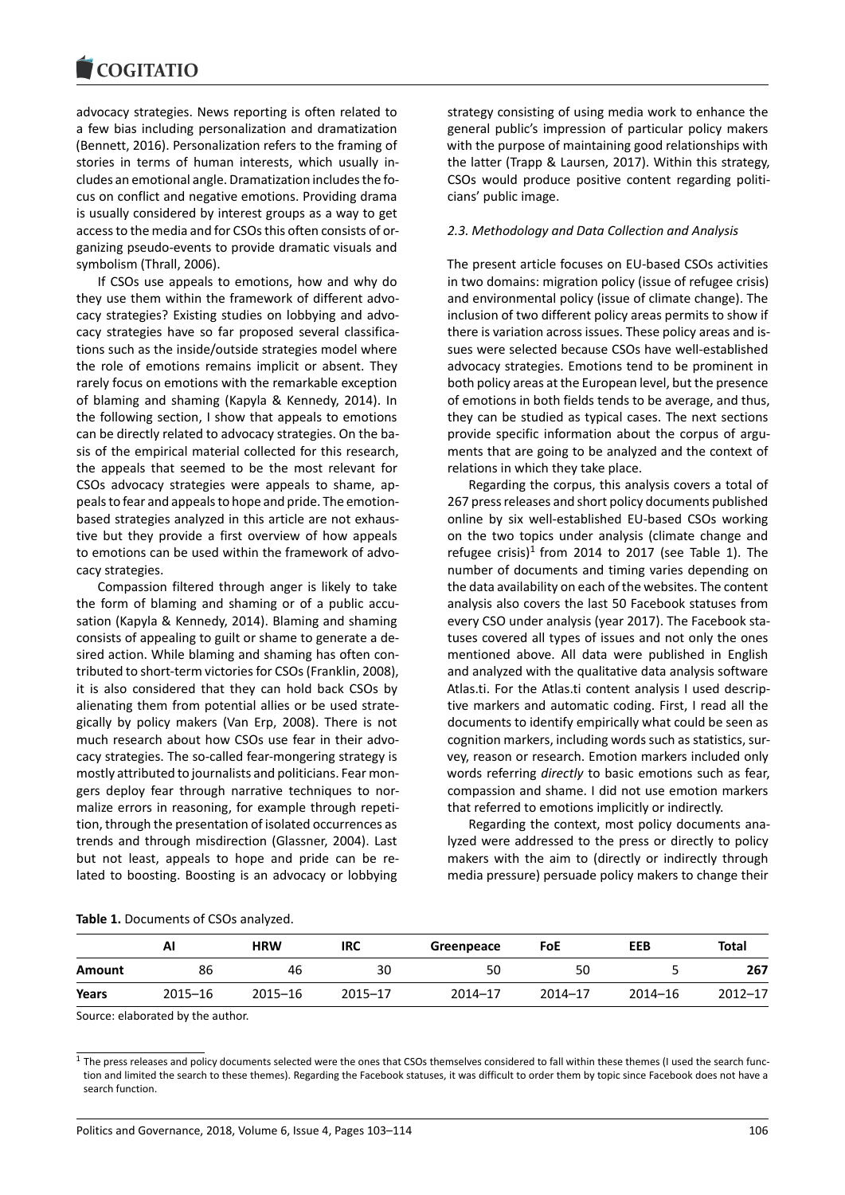advocacy strategies. News reporting is often related to a few bias including personalization and dramatization (Bennett, 2016). Personalization refers to the framing of stories in terms of human interests, which usually includes an emotional angle. Dramatization includes the focus on conflict and negative emotions. Providing drama is usually considered by interest groups as a way to get access to the media and for CSOs this often consists of organizing pseudo-events to provide dramatic visuals and symbolism (Thrall, 2006).

If CSOs use appeals to emotions, how and why do they use them within the framework of different advocacy strategies? Existing studies on lobbying and advocacy strategies have so far proposed several classifications such as the inside/outside strategies model where the role of emotions remains implicit or absent. They rarely focus on emotions with the remarkable exception of blaming and shaming (Kapyla & Kennedy, 2014). In the following section, I show that appeals to emotions can be directly related to advocacy strategies. On the basis of the empirical material collected for this research, the appeals that seemed to be the most relevant for CSOs advocacy strategies were appeals to shame, appeals to fear and appeals to hope and pride. The emotion-based strategies analyzed in this article are not exhaustive but they provide a first overview of how appeals to emotions can be used within the framework of advocacy strategies.

Compassion filtered through anger is likely to take the form of blaming and shaming or of a public accusation (Kapyla & Kennedy, 2014). Blaming and shaming consists of appealing to guilt or shame to generate a desired action. While blaming and shaming has often contributed to short-term victories for CSOs (Franklin, 2008), it is also considered that they can hold back CSOs by alienating them from potential allies or be used strategically by policy makers (Van Erp, 2008). There is not much research about how CSOs use fear in their advocacy strategies. The so-called fear-mongering strategy is mostly attributed to journalists and politicians. Fear mongers deploy fear through narrative techniques to normalize errors in reasoning, for example through repetition, through the presentation of isolated occurrences as trends and through misdirection (Glassner, 2004). Last but not least, appeals to hope and pride can be related to boosting. Boosting is an advocacy or lobbying strategy consisting of using media work to enhance the general public's impression of particular policy makers with the purpose of maintaining good relationships with the latter (Trapp & Laursen, 2017). Within this strategy, CSOs would produce positive content regarding politicians' public image.

### *2.3. Methodology and Data Collection and Analysis*

The present article focuses on EU-based CSOs activities in two domains: migration policy (issue of refugee crisis) and environmental policy (issue of climate change). The inclusion of two different policy areas permits to show if there is variation across issues. These policy areas and issues were selected because CSOs have well-established advocacy strategies. Emotions tend to be prominent in both policy areas at the European level, but the presence of emotions in both fields tends to be average, and thus, they can be studied as typical cases. The next sections provide specific information about the corpus of arguments that are going to be analyzed and the context of relations in which they take place.

Regarding the corpus, this analysis covers a total of 267 press releases and short policy documents published online by six well-established EU-based CSOs working on the two topics under analysis (climate change and refugee crisis)[1] from 2014 to 2017 (see Table 1). The number of documents and timing varies depending on the data availability on each of the websites. The content analysis also covers the last 50 Facebook statuses from every CSO under analysis (year 2017). The Facebook statuses covered all types of issues and not only the ones mentioned above. All data were published in English and analyzed with the qualitative data analysis software Atlas.ti. For the Atlas.ti content analysis I used descriptive markers and automatic coding. First, I read all the documents to identify empirically what could be seen as cognition markers, including words such as statistics, survey, reason or research. Emotion markers included only words referring *directly* to basic emotions such as fear, compassion and shame. I did not use emotion markers that referred to emotions implicitly or indirectly.

Regarding the context, most policy documents analyzed were addressed to the press or directly to policy makers with the aim to (directly or indirectly through media pressure) persuade policy makers to change their

**Table 1.** Documents of CSOs analyzed.

| | AI | HRW | IRC | Greenpeace | FoE | EEB | Total |
|---|---|---|---|---|---|---|---|
| **Amount** | 86 | 46 | 30 | 50 | 50 | 5 | **267** |
| **Years** | 2015–16 | 2015–16 | 2015–17 | 2014–17 | 2014–17 | 2014–16 | 2012–17 |

Source: elaborated by the author.

[1] The press releases and policy documents selected were the ones that CSOs themselves considered to fall within these themes (I used the search function and limited the search to these themes). Regarding the Facebook statuses, it was difficult to order them by topic since Facebook does not have a search function.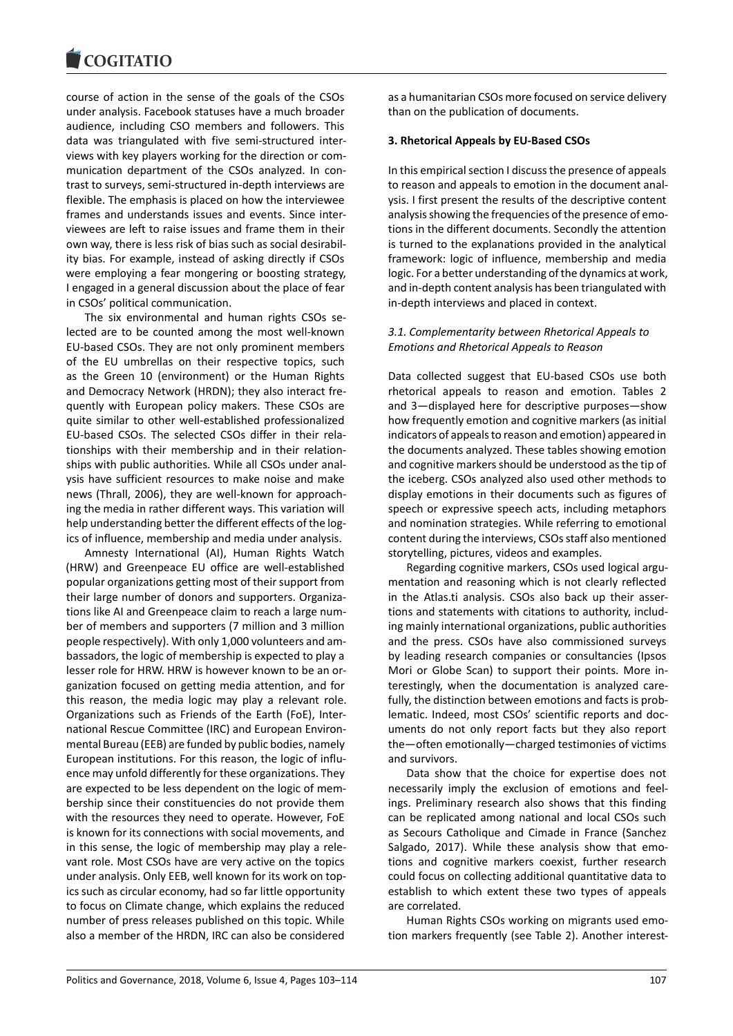course of action in the sense of the goals of the CSOs under analysis. Facebook statuses have a much broader audience, including CSO members and followers. This data was triangulated with five semi-structured interviews with key players working for the direction or communication department of the CSOs analyzed. In contrast to surveys, semi-structured in-depth interviews are flexible. The emphasis is placed on how the interviewee frames and understands issues and events. Since interviewees are left to raise issues and frame them in their own way, there is less risk of bias such as social desirability bias. For example, instead of asking directly if CSOs were employing a fear mongering or boosting strategy, I engaged in a general discussion about the place of fear in CSOs' political communication.

The six environmental and human rights CSOs selected are to be counted among the most well-known EU-based CSOs. They are not only prominent members of the EU umbrellas on their respective topics, such as the Green 10 (environment) or the Human Rights and Democracy Network (HRDN); they also interact frequently with European policy makers. These CSOs are quite similar to other well-established professionalized EU-based CSOs. The selected CSOs differ in their relationships with their membership and in their relationships with public authorities. While all CSOs under analysis have sufficient resources to make noise and make news (Thrall, 2006), they are well-known for approaching the media in rather different ways. This variation will help understanding better the different effects of the logics of influence, membership and media under analysis.

Amnesty International (AI), Human Rights Watch (HRW) and Greenpeace EU office are well-established popular organizations getting most of their support from their large number of donors and supporters. Organizations like AI and Greenpeace claim to reach a large number of members and supporters (7 million and 3 million people respectively). With only 1,000 volunteers and ambassadors, the logic of membership is expected to play a lesser role for HRW. HRW is however known to be an organization focused on getting media attention, and for this reason, the media logic may play a relevant role. Organizations such as Friends of the Earth (FoE), International Rescue Committee (IRC) and European Environmental Bureau (EEB) are funded by public bodies, namely European institutions. For this reason, the logic of influence may unfold differently for these organizations. They are expected to be less dependent on the logic of membership since their constituencies do not provide them with the resources they need to operate. However, FoE is known for its connections with social movements, and in this sense, the logic of membership may play a relevant role. Most CSOs have are very active on the topics under analysis. Only EEB, well known for its work on topics such as circular economy, had so far little opportunity to focus on Climate change, which explains the reduced number of press releases published on this topic. While also a member of the HRDN, IRC can also be considered as a humanitarian CSOs more focused on service delivery than on the publication of documents.

## 3. Rhetorical Appeals by EU-Based CSOs

In this empirical section I discuss the presence of appeals to reason and appeals to emotion in the document analysis. I first present the results of the descriptive content analysis showing the frequencies of the presence of emotions in the different documents. Secondly the attention is turned to the explanations provided in the analytical framework: logic of influence, membership and media logic. For a better understanding of the dynamics at work, and in-depth content analysis has been triangulated with in-depth interviews and placed in context.

### 3.1. Complementarity between Rhetorical Appeals to Emotions and Rhetorical Appeals to Reason

Data collected suggest that EU-based CSOs use both rhetorical appeals to reason and emotion. Tables 2 and 3—displayed here for descriptive purposes—show how frequently emotion and cognitive markers (as initial indicators of appeals to reason and emotion) appeared in the documents analyzed. These tables showing emotion and cognitive markers should be understood as the tip of the iceberg. CSOs analyzed also used other methods to display emotions in their documents such as figures of speech or expressive speech acts, including metaphors and nomination strategies. While referring to emotional content during the interviews, CSOs staff also mentioned storytelling, pictures, videos and examples.

Regarding cognitive markers, CSOs used logical argumentation and reasoning which is not clearly reflected in the Atlas.ti analysis. CSOs also back up their assertions and statements with citations to authority, including mainly international organizations, public authorities and the press. CSOs have also commissioned surveys by leading research companies or consultancies (Ipsos Mori or Globe Scan) to support their points. More interestingly, when the documentation is analyzed carefully, the distinction between emotions and facts is problematic. Indeed, most CSOs' scientific reports and documents do not only report facts but they also report the—often emotionally—charged testimonies of victims and survivors.

Data show that the choice for expertise does not necessarily imply the exclusion of emotions and feelings. Preliminary research also shows that this finding can be replicated among national and local CSOs such as Secours Catholique and Cimade in France (Sanchez Salgado, 2017). While these analysis show that emotions and cognitive markers coexist, further research could focus on collecting additional quantitative data to establish to which extent these two types of appeals are correlated.

Human Rights CSOs working on migrants used emotion markers frequently (see Table 2). Another interest-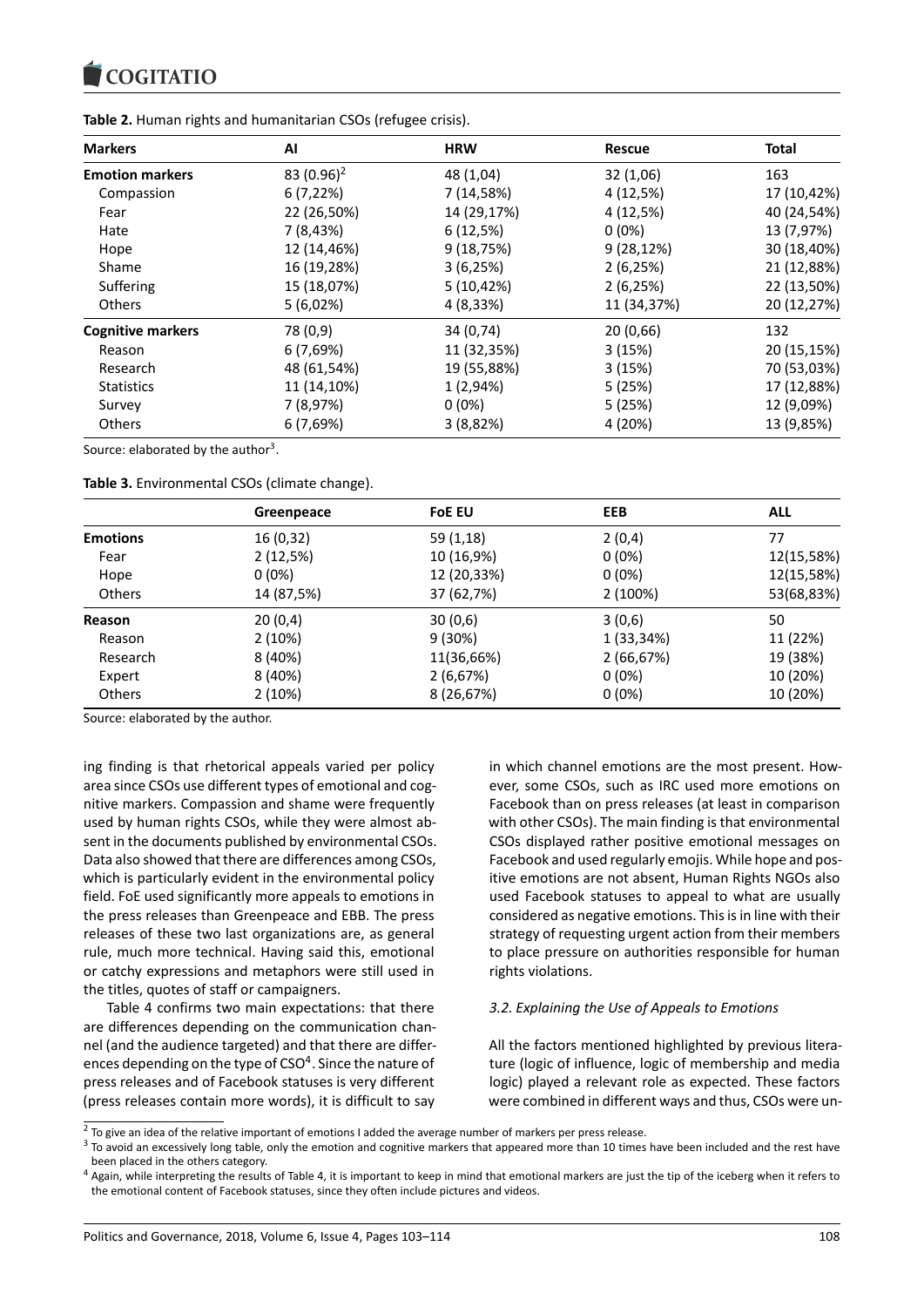**Table 2.** Human rights and humanitarian CSOs (refugee crisis).

| Markers | AI | HRW | Rescue | Total |
|---|---|---|---|---|
| **Emotion markers** | 83 (0.96)[2] | 48 (1,04) | 32 (1,06) | 163 |
| Compassion | 6 (7,22%) | 7 (14,58%) | 4 (12,5%) | 17 (10,42%) |
| Fear | 22 (26,50%) | 14 (29,17%) | 4 (12,5%) | 40 (24,54%) |
| Hate | 7 (8,43%) | 6 (12,5%) | 0 (0%) | 13 (7,97%) |
| Hope | 12 (14,46%) | 9 (18,75%) | 9 (28,12%) | 30 (18,40%) |
| Shame | 16 (19,28%) | 3 (6,25%) | 2 (6,25%) | 21 (12,88%) |
| Suffering | 15 (18,07%) | 5 (10,42%) | 2 (6,25%) | 22 (13,50%) |
| Others | 5 (6,02%) | 4 (8,33%) | 11 (34,37%) | 20 (12,27%) |
| **Cognitive markers** | 78 (0,9) | 34 (0,74) | 20 (0,66) | 132 |
| Reason | 6 (7,69%) | 11 (32,35%) | 3 (15%) | 20 (15,15%) |
| Research | 48 (61,54%) | 19 (55,88%) | 3 (15%) | 70 (53,03%) |
| Statistics | 11 (14,10%) | 1 (2,94%) | 5 (25%) | 17 (12,88%) |
| Survey | 7 (8,97%) | 0 (0%) | 5 (25%) | 12 (9,09%) |
| Others | 6 (7,69%) | 3 (8,82%) | 4 (20%) | 13 (9,85%) |

Source: elaborated by the author[3].

**Table 3.** Environmental CSOs (climate change).

| | Greenpeace | FoE EU | EEB | ALL |
|---|---|---|---|---|
| **Emotions** | 16 (0,32) | 59 (1,18) | 2 (0,4) | 77 |
| Fear | 2 (12,5%) | 10 (16,9%) | 0 (0%) | 12(15,58%) |
| Hope | 0 (0%) | 12 (20,33%) | 0 (0%) | 12(15,58%) |
| Others | 14 (87,5%) | 37 (62,7%) | 2 (100%) | 53(68,83%) |
| **Reason** | 20 (0,4) | 30 (0,6) | 3 (0,6) | 50 |
| Reason | 2 (10%) | 9 (30%) | 1 (33,34%) | 11 (22%) |
| Research | 8 (40%) | 11(36,66%) | 2 (66,67%) | 19 (38%) |
| Expert | 8 (40%) | 2 (6,67%) | 0 (0%) | 10 (20%) |
| Others | 2 (10%) | 8 (26,67%) | 0 (0%) | 10 (20%) |

Source: elaborated by the author.

ing finding is that rhetorical appeals varied per policy area since CSOs use different types of emotional and cognitive markers. Compassion and shame were frequently used by human rights CSOs, while they were almost absent in the documents published by environmental CSOs. Data also showed that there are differences among CSOs, which is particularly evident in the environmental policy field. FoE used significantly more appeals to emotions in the press releases than Greenpeace and EBB. The press releases of these two last organizations are, as general rule, much more technical. Having said this, emotional or catchy expressions and metaphors were still used in the titles, quotes of staff or campaigners.

Table 4 confirms two main expectations: that there are differences depending on the communication channel (and the audience targeted) and that there are differences depending on the type of CSO[4]. Since the nature of press releases and of Facebook statuses is very different (press releases contain more words), it is difficult to say in which channel emotions are the most present. However, some CSOs, such as IRC used more emotions on Facebook than on press releases (at least in comparison with other CSOs). The main finding is that environmental CSOs displayed rather positive emotional messages on Facebook and used regularly emojis. While hope and positive emotions are not absent, Human Rights NGOs also used Facebook statuses to appeal to what are usually considered as negative emotions. This is in line with their strategy of requesting urgent action from their members to place pressure on authorities responsible for human rights violations.

### *3.2. Explaining the Use of Appeals to Emotions*

All the factors mentioned highlighted by previous literature (logic of influence, logic of membership and media logic) played a relevant role as expected. These factors were combined in different ways and thus, CSOs were un-

[2] To give an idea of the relative important of emotions I added the average number of markers per press release.

[3] To avoid an excessively long table, only the emotion and cognitive markers that appeared more than 10 times have been included and the rest have been placed in the others category.

[4] Again, while interpreting the results of Table 4, it is important to keep in mind that emotional markers are just the tip of the iceberg when it refers to the emotional content of Facebook statuses, since they often include pictures and videos.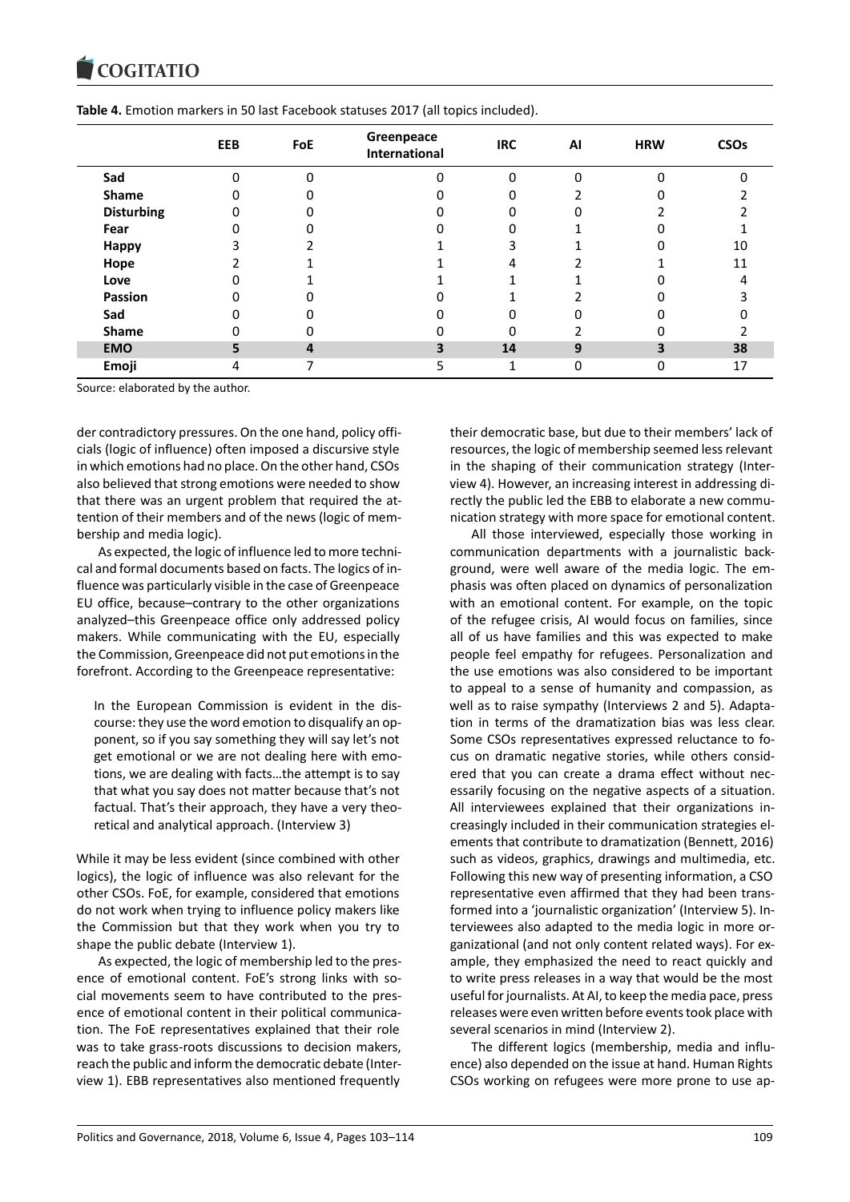**Table 4.** Emotion markers in 50 last Facebook statuses 2017 (all topics included).

| | EEB | FoE | Greenpeace International | IRC | AI | HRW | CSOs |
|---|---|---|---|---|---|---|---|
| **Sad** | 0 | 0 | 0 | 0 | 0 | 0 | 0 |
| **Shame** | 0 | 0 | 0 | 0 | 2 | 0 | 2 |
| **Disturbing** | 0 | 0 | 0 | 0 | 0 | 2 | 2 |
| **Fear** | 0 | 0 | 0 | 0 | 1 | 0 | 1 |
| **Happy** | 3 | 2 | 1 | 3 | 1 | 0 | 10 |
| **Hope** | 2 | 1 | 1 | 4 | 2 | 1 | 11 |
| **Love** | 0 | 1 | 1 | 1 | 1 | 0 | 4 |
| **Passion** | 0 | 0 | 0 | 1 | 2 | 0 | 3 |
| **Sad** | 0 | 0 | 0 | 0 | 0 | 0 | 0 |
| **Shame** | 0 | 0 | 0 | 0 | 2 | 0 | 2 |
| **EMO** | **5** | **4** | **3** | **14** | **9** | **3** | **38** |
| **Emoji** | 4 | 7 | 5 | 1 | 0 | 0 | 17 |

Source: elaborated by the author.

der contradictory pressures. On the one hand, policy officials (logic of influence) often imposed a discursive style in which emotions had no place. On the other hand, CSOs also believed that strong emotions were needed to show that there was an urgent problem that required the attention of their members and of the news (logic of membership and media logic).

As expected, the logic of influence led to more technical and formal documents based on facts. The logics of influence was particularly visible in the case of Greenpeace EU office, because–contrary to the other organizations analyzed–this Greenpeace office only addressed policy makers. While communicating with the EU, especially the Commission, Greenpeace did not put emotions in the forefront. According to the Greenpeace representative:

> In the European Commission is evident in the discourse: they use the word emotion to disqualify an opponent, so if you say something they will say let's not get emotional or we are not dealing here with emotions, we are dealing with facts…the attempt is to say that what you say does not matter because that's not factual. That's their approach, they have a very theoretical and analytical approach. (Interview 3)

While it may be less evident (since combined with other logics), the logic of influence was also relevant for the other CSOs. FoE, for example, considered that emotions do not work when trying to influence policy makers like the Commission but that they work when you try to shape the public debate (Interview 1).

As expected, the logic of membership led to the presence of emotional content. FoE's strong links with social movements seem to have contributed to the presence of emotional content in their political communication. The FoE representatives explained that their role was to take grass-roots discussions to decision makers, reach the public and inform the democratic debate (Interview 1). EEB representatives also mentioned frequently their democratic base, but due to their members' lack of resources, the logic of membership seemed less relevant in the shaping of their communication strategy (Interview 4). However, an increasing interest in addressing directly the public led the EBB to elaborate a new communication strategy with more space for emotional content.

All those interviewed, especially those working in communication departments with a journalistic background, were well aware of the media logic. The emphasis was often placed on dynamics of personalization with an emotional content. For example, on the topic of the refugee crisis, AI would focus on families, since all of us have families and this was expected to make people feel empathy for refugees. Personalization and the use emotions was also considered to be important to appeal to a sense of humanity and compassion, as well as to raise sympathy (Interviews 2 and 5). Adaptation in terms of the dramatization bias was less clear. Some CSOs representatives expressed reluctance to focus on dramatic negative stories, while others considered that you can create a drama effect without necessarily focusing on the negative aspects of a situation. All interviewees explained that their organizations increasingly included in their communication strategies elements that contribute to dramatization (Bennett, 2016) such as videos, graphics, drawings and multimedia, etc. Following this new way of presenting information, a CSO representative even affirmed that they had been transformed into a 'journalistic organization' (Interview 5). Interviewees also adapted to the media logic in more organizational (and not only content related ways). For example, they emphasized the need to react quickly and to write press releases in a way that would be the most useful for journalists. At AI, to keep the media pace, press releases were even written before events took place with several scenarios in mind (Interview 2).

The different logics (membership, media and influence) also depended on the issue at hand. Human Rights CSOs working on refugees were more prone to use ap-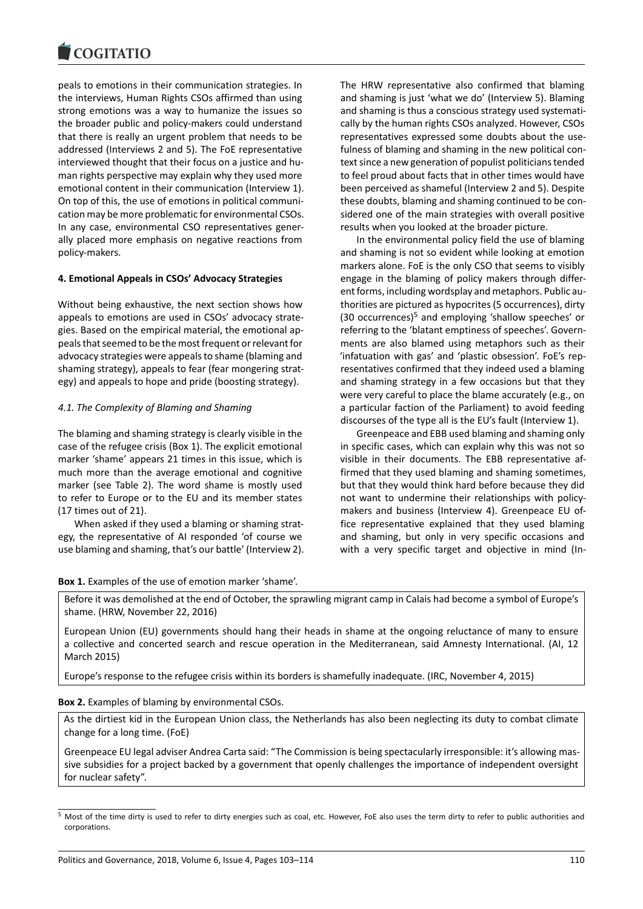peals to emotions in their communication strategies. In the interviews, Human Rights CSOs affirmed than using strong emotions was a way to humanize the issues so the broader public and policy-makers could understand that there is really an urgent problem that needs to be addressed (Interviews 2 and 5). The FoE representative interviewed thought that their focus on a justice and human rights perspective may explain why they used more emotional content in their communication (Interview 1). On top of this, the use of emotions in political communication may be more problematic for environmental CSOs. In any case, environmental CSO representatives generally placed more emphasis on negative reactions from policy-makers.

## 4. Emotional Appeals in CSOs' Advocacy Strategies

Without being exhaustive, the next section shows how appeals to emotions are used in CSOs' advocacy strategies. Based on the empirical material, the emotional appeals that seemed to be the most frequent or relevant for advocacy strategies were appeals to shame (blaming and shaming strategy), appeals to fear (fear mongering strategy) and appeals to hope and pride (boosting strategy).

### *4.1. The Complexity of Blaming and Shaming*

The blaming and shaming strategy is clearly visible in the case of the refugee crisis (Box 1). The explicit emotional marker 'shame' appears 21 times in this issue, which is much more than the average emotional and cognitive marker (see Table 2). The word shame is mostly used to refer to Europe or to the EU and its member states (17 times out of 21).

When asked if they used a blaming or shaming strategy, the representative of AI responded 'of course we use blaming and shaming, that's our battle' (Interview 2). The HRW representative also confirmed that blaming and shaming is just 'what we do' (Interview 5). Blaming and shaming is thus a conscious strategy used systematically by the human rights CSOs analyzed. However, CSOs representatives expressed some doubts about the usefulness of blaming and shaming in the new political context since a new generation of populist politicians tended to feel proud about facts that in other times would have been perceived as shameful (Interview 2 and 5). Despite these doubts, blaming and shaming continued to be considered one of the main strategies with overall positive results when you looked at the broader picture.

In the environmental policy field the use of blaming and shaming is not so evident while looking at emotion markers alone. FoE is the only CSO that seems to visibly engage in the blaming of policy makers through different forms, including wordsplay and metaphors. Public authorities are pictured as hypocrites (5 occurrences), dirty (30 occurrences)[5] and employing 'shallow speeches' or referring to the 'blatant emptiness of speeches'. Governments are also blamed using metaphors such as their 'infatuation with gas' and 'plastic obsession'. FoE's representatives confirmed that they indeed used a blaming and shaming strategy in a few occasions but that they were very careful to place the blame accurately (e.g., on a particular faction of the Parliament) to avoid feeding discourses of the type all is the EU's fault (Interview 1).

Greenpeace and EBB used blaming and shaming only in specific cases, which can explain why this was not so visible in their documents. The EBB representative affirmed that they used blaming and shaming sometimes, but that they would think hard before because they did not want to undermine their relationships with policy-makers and business (Interview 4). Greenpeace EU office representative explained that they used blaming and shaming, but only in very specific occasions and with a very specific target and objective in mind (In-

**Box 1.** Examples of the use of emotion marker 'shame'.

> Before it was demolished at the end of October, the sprawling migrant camp in Calais had become a symbol of Europe's shame. (HRW, November 22, 2016)
>
> European Union (EU) governments should hang their heads in shame at the ongoing reluctance of many to ensure a collective and concerted search and rescue operation in the Mediterranean, said Amnesty International. (AI, 12 March 2015)
>
> Europe's response to the refugee crisis within its borders is shamefully inadequate. (IRC, November 4, 2015)

**Box 2.** Examples of blaming by environmental CSOs.

> As the dirtiest kid in the European Union class, the Netherlands has also been neglecting its duty to combat climate change for a long time. (FoE)
>
> Greenpeace EU legal adviser Andrea Carta said: "The Commission is being spectacularly irresponsible: it's allowing massive subsidies for a project backed by a government that openly challenges the importance of independent oversight for nuclear safety".

[5] Most of the time dirty is used to refer to dirty energies such as coal, etc. However, FoE also uses the term dirty to refer to public authorities and corporations.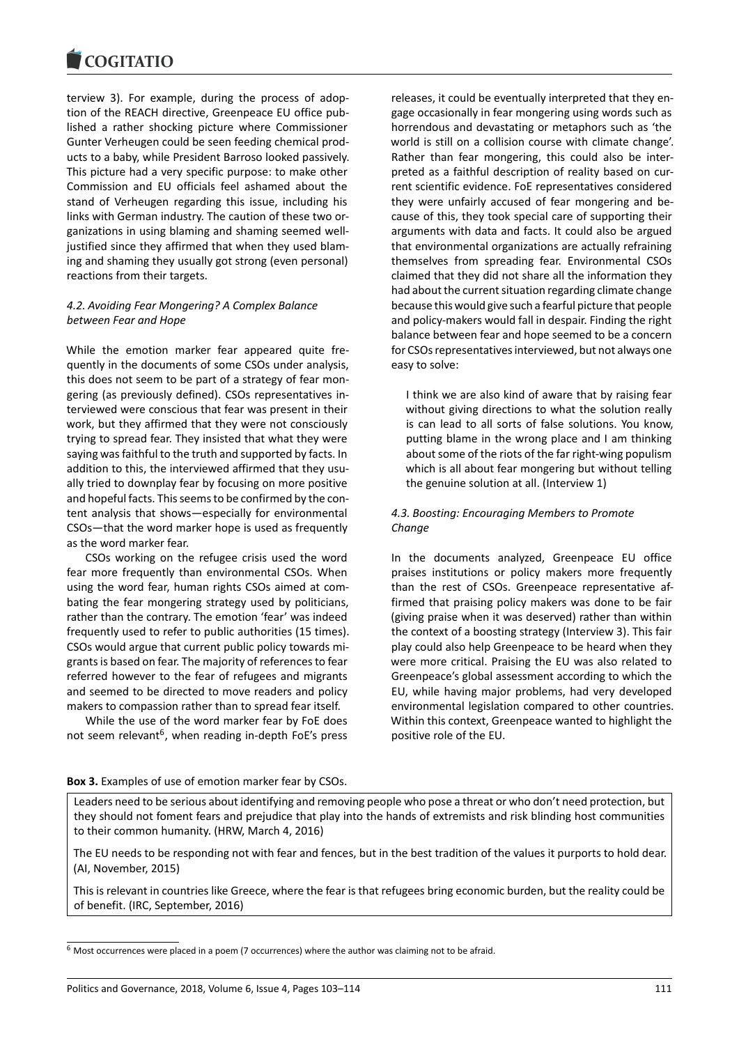terview 3). For example, during the process of adoption of the REACH directive, Greenpeace EU office published a rather shocking picture where Commissioner Gunter Verheugen could be seen feeding chemical products to a baby, while President Barroso looked passively. This picture had a very specific purpose: to make other Commission and EU officials feel ashamed about the stand of Verheugen regarding this issue, including his links with German industry. The caution of these two organizations in using blaming and shaming seemed well-justified since they affirmed that when they used blaming and shaming they usually got strong (even personal) reactions from their targets.

### *4.2. Avoiding Fear Mongering? A Complex Balance between Fear and Hope*

While the emotion marker fear appeared quite frequently in the documents of some CSOs under analysis, this does not seem to be part of a strategy of fear mongering (as previously defined). CSOs representatives interviewed were conscious that fear was present in their work, but they affirmed that they were not consciously trying to spread fear. They insisted that what they were saying was faithful to the truth and supported by facts. In addition to this, the interviewed affirmed that they usually tried to downplay fear by focusing on more positive and hopeful facts. This seems to be confirmed by the content analysis that shows—especially for environmental CSOs—that the word marker hope is used as frequently as the word marker fear.

CSOs working on the refugee crisis used the word fear more frequently than environmental CSOs. When using the word fear, human rights CSOs aimed at combating the fear mongering strategy used by politicians, rather than the contrary. The emotion 'fear' was indeed frequently used to refer to public authorities (15 times). CSOs would argue that current public policy towards migrants is based on fear. The majority of references to fear referred however to the fear of refugees and migrants and seemed to be directed to move readers and policy makers to compassion rather than to spread fear itself.

While the use of the word marker fear by FoE does not seem relevant[6], when reading in-depth FoE's press releases, it could be eventually interpreted that they engage occasionally in fear mongering using words such as horrendous and devastating or metaphors such as 'the world is still on a collision course with climate change'. Rather than fear mongering, this could also be interpreted as a faithful description of reality based on current scientific evidence. FoE representatives considered they were unfairly accused of fear mongering and because of this, they took special care of supporting their arguments with data and facts. It could also be argued that environmental organizations are actually refraining themselves from spreading fear. Environmental CSOs claimed that they did not share all the information they had about the current situation regarding climate change because this would give such a fearful picture that people and policy-makers would fall in despair. Finding the right balance between fear and hope seemed to be a concern for CSOs representatives interviewed, but not always one easy to solve:

> I think we are also kind of aware that by raising fear without giving directions to what the solution really is can lead to all sorts of false solutions. You know, putting blame in the wrong place and I am thinking about some of the riots of the far right-wing populism which is all about fear mongering but without telling the genuine solution at all. (Interview 1)

### *4.3. Boosting: Encouraging Members to Promote Change*

In the documents analyzed, Greenpeace EU office praises institutions or policy makers more frequently than the rest of CSOs. Greenpeace representative affirmed that praising policy makers was done to be fair (giving praise when it was deserved) rather than within the context of a boosting strategy (Interview 3). This fair play could also help Greenpeace to be heard when they were more critical. Praising the EU was also related to Greenpeace's global assessment according to which the EU, while having major problems, had very developed environmental legislation compared to other countries. Within this context, Greenpeace wanted to highlight the positive role of the EU.

**Box 3.** Examples of use of emotion marker fear by CSOs.

Leaders need to be serious about identifying and removing people who pose a threat or who don't need protection, but they should not foment fears and prejudice that play into the hands of extremists and risk blinding host communities to their common humanity. (HRW, March 4, 2016)

The EU needs to be responding not with fear and fences, but in the best tradition of the values it purports to hold dear. (AI, November, 2015)

This is relevant in countries like Greece, where the fear is that refugees bring economic burden, but the reality could be of benefit. (IRC, September, 2016)

---

[6] Most occurrences were placed in a poem (7 occurrences) where the author was claiming not to be afraid.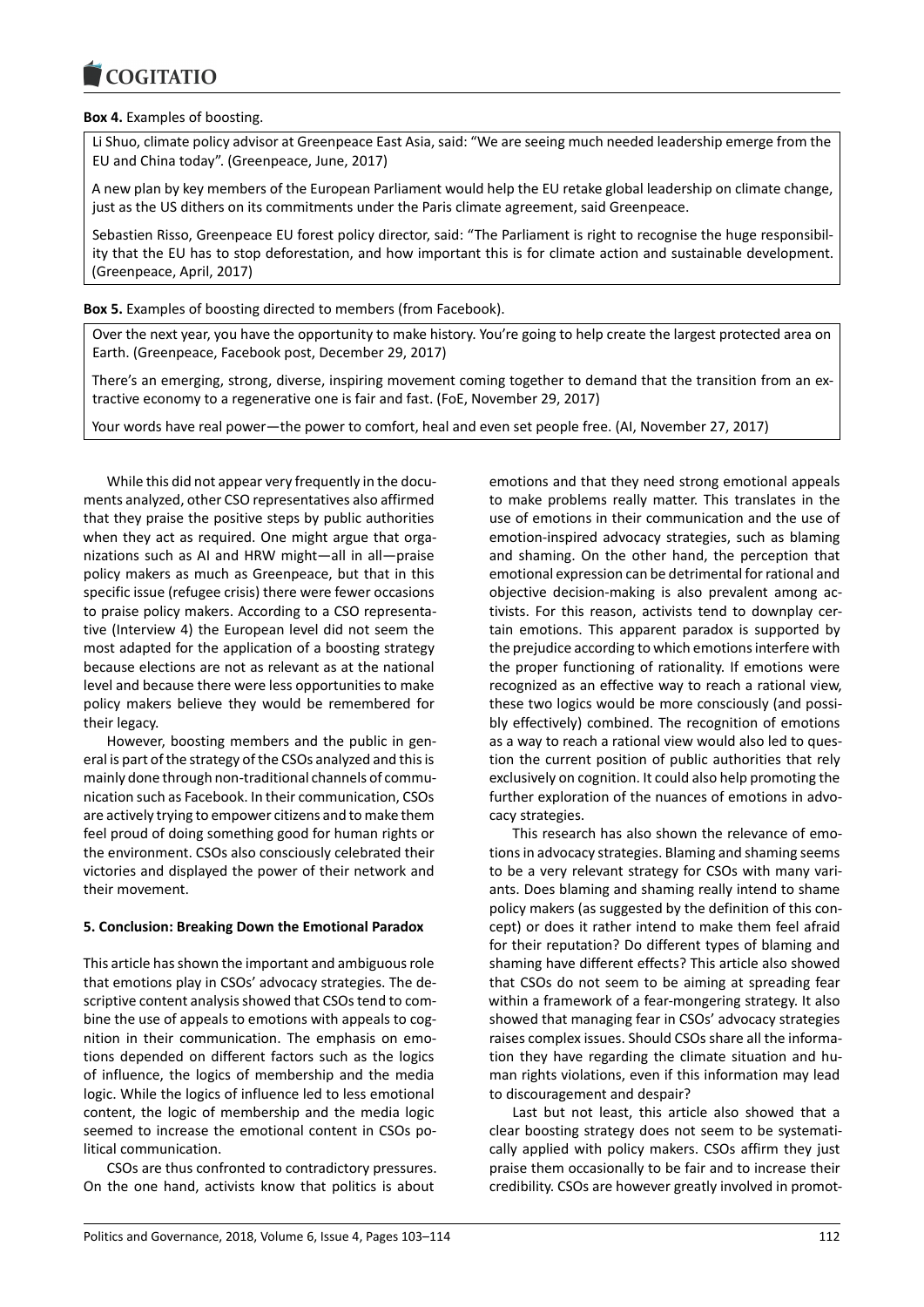**Box 4.** Examples of boosting.

Li Shuo, climate policy advisor at Greenpeace East Asia, said: "We are seeing much needed leadership emerge from the EU and China today". (Greenpeace, June, 2017)

A new plan by key members of the European Parliament would help the EU retake global leadership on climate change, just as the US dithers on its commitments under the Paris climate agreement, said Greenpeace.

Sebastien Risso, Greenpeace EU forest policy director, said: "The Parliament is right to recognise the huge responsibility that the EU has to stop deforestation, and how important this is for climate action and sustainable development. (Greenpeace, April, 2017)

**Box 5.** Examples of boosting directed to members (from Facebook).

Over the next year, you have the opportunity to make history. You're going to help create the largest protected area on Earth. (Greenpeace, Facebook post, December 29, 2017)

There's an emerging, strong, diverse, inspiring movement coming together to demand that the transition from an extractive economy to a regenerative one is fair and fast. (FoE, November 29, 2017)

Your words have real power—the power to comfort, heal and even set people free. (AI, November 27, 2017)

While this did not appear very frequently in the documents analyzed, other CSO representatives also affirmed that they praise the positive steps by public authorities when they act as required. One might argue that organizations such as AI and HRW might—all in all—praise policy makers as much as Greenpeace, but that in this specific issue (refugee crisis) there were fewer occasions to praise policy makers. According to a CSO representative (Interview 4) the European level did not seem the most adapted for the application of a boosting strategy because elections are not as relevant as at the national level and because there were less opportunities to make policy makers believe they would be remembered for their legacy.

However, boosting members and the public in general is part of the strategy of the CSOs analyzed and this is mainly done through non-traditional channels of communication such as Facebook. In their communication, CSOs are actively trying to empower citizens and to make them feel proud of doing something good for human rights or the environment. CSOs also consciously celebrated their victories and displayed the power of their network and their movement.

## 5. Conclusion: Breaking Down the Emotional Paradox

This article has shown the important and ambiguous role that emotions play in CSOs' advocacy strategies. The descriptive content analysis showed that CSOs tend to combine the use of appeals to emotions with appeals to cognition in their communication. The emphasis on emotions depended on different factors such as the logics of influence, the logics of membership and the media logic. While the logics of influence led to less emotional content, the logic of membership and the media logic seemed to increase the emotional content in CSOs political communication.

CSOs are thus confronted to contradictory pressures. On the one hand, activists know that politics is about emotions and that they need strong emotional appeals to make problems really matter. This translates in the use of emotions in their communication and the use of emotion-inspired advocacy strategies, such as blaming and shaming. On the other hand, the perception that emotional expression can be detrimental for rational and objective decision-making is also prevalent among activists. For this reason, activists tend to downplay certain emotions. This apparent paradox is supported by the prejudice according to which emotions interfere with the proper functioning of rationality. If emotions were recognized as an effective way to reach a rational view, these two logics would be more consciously (and possibly effectively) combined. The recognition of emotions as a way to reach a rational view would also led to question the current position of public authorities that rely exclusively on cognition. It could also help promoting the further exploration of the nuances of emotions in advocacy strategies.

This research has also shown the relevance of emotions in advocacy strategies. Blaming and shaming seems to be a very relevant strategy for CSOs with many variants. Does blaming and shaming really intend to shame policy makers (as suggested by the definition of this concept) or does it rather intend to make them feel afraid for their reputation? Do different types of blaming and shaming have different effects? This article also showed that CSOs do not seem to be aiming at spreading fear within a framework of a fear-mongering strategy. It also showed that managing fear in CSOs' advocacy strategies raises complex issues. Should CSOs share all the information they have regarding the climate situation and human rights violations, even if this information may lead to discouragement and despair?

Last but not least, this article also showed that a clear boosting strategy does not seem to be systematically applied with policy makers. CSOs affirm they just praise them occasionally to be fair and to increase their credibility. CSOs are however greatly involved in promot-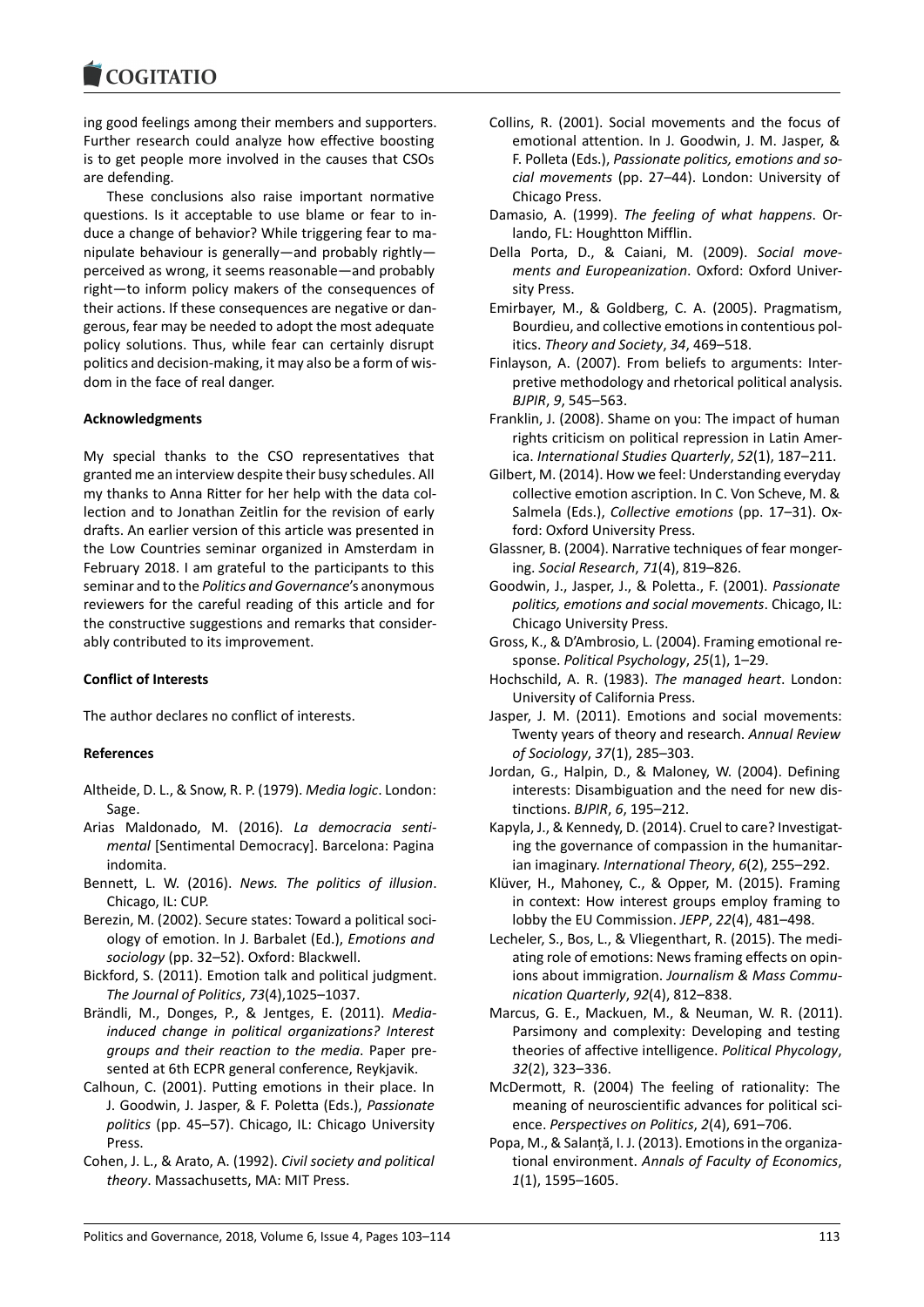ing good feelings among their members and supporters. Further research could analyze how effective boosting is to get people more involved in the causes that CSOs are defending.

These conclusions also raise important normative questions. Is it acceptable to use blame or fear to induce a change of behavior? While triggering fear to manipulate behaviour is generally—and probably rightly—perceived as wrong, it seems reasonable—and probably right—to inform policy makers of the consequences of their actions. If these consequences are negative or dangerous, fear may be needed to adopt the most adequate policy solutions. Thus, while fear can certainly disrupt politics and decision-making, it may also be a form of wisdom in the face of real danger.

**Acknowledgments**

My special thanks to the CSO representatives that granted me an interview despite their busy schedules. All my thanks to Anna Ritter for her help with the data collection and to Jonathan Zeitlin for the revision of early drafts. An earlier version of this article was presented in the Low Countries seminar organized in Amsterdam in February 2018. I am grateful to the participants to this seminar and to the *Politics and Governance*'s anonymous reviewers for the careful reading of this article and for the constructive suggestions and remarks that considerably contributed to its improvement.

**Conflict of Interests**

The author declares no conflict of interests.

**References**

Altheide, D. L., & Snow, R. P. (1979). *Media logic*. London: Sage.

Arias Maldonado, M. (2016). *La democracia sentimental* [Sentimental Democracy]. Barcelona: Pagina indomita.

Bennett, L. W. (2016). *News. The politics of illusion*. Chicago, IL: CUP.

Berezin, M. (2002). Secure states: Toward a political sociology of emotion. In J. Barbalet (Ed.), *Emotions and sociology* (pp. 32–52). Oxford: Blackwell.

Bickford, S. (2011). Emotion talk and political judgment. *The Journal of Politics*, *73*(4),1025–1037.

Brändli, M., Donges, P., & Jentges, E. (2011). *Media-induced change in political organizations? Interest groups and their reaction to the media*. Paper presented at 6th ECPR general conference, Reykjavik.

Calhoun, C. (2001). Putting emotions in their place. In J. Goodwin, J. Jasper, & F. Poletta (Eds.), *Passionate politics* (pp. 45–57). Chicago, IL: Chicago University Press.

Cohen, J. L., & Arato, A. (1992). *Civil society and political theory*. Massachusetts, MA: MIT Press.

Collins, R. (2001). Social movements and the focus of emotional attention. In J. Goodwin, J. M. Jasper, & F. Polleta (Eds.), *Passionate politics, emotions and social movements* (pp. 27–44). London: University of Chicago Press.

Damasio, A. (1999). *The feeling of what happens*. Orlando, FL: Houghtton Mifflin.

Della Porta, D., & Caiani, M. (2009). *Social movements and Europeanization*. Oxford: Oxford University Press.

Emirbayer, M., & Goldberg, C. A. (2005). Pragmatism, Bourdieu, and collective emotions in contentious politics. *Theory and Society*, *34*, 469–518.

Finlayson, A. (2007). From beliefs to arguments: Interpretive methodology and rhetorical political analysis. *BJPIR*, *9*, 545–563.

Franklin, J. (2008). Shame on you: The impact of human rights criticism on political repression in Latin America. *International Studies Quarterly*, *52*(1), 187–211.

Gilbert, M. (2014). How we feel: Understanding everyday collective emotion ascription. In C. Von Scheve, M. & Salmela (Eds.), *Collective emotions* (pp. 17–31). Oxford: Oxford University Press.

Glassner, B. (2004). Narrative techniques of fear mongering. *Social Research*, *71*(4), 819–826.

Goodwin, J., Jasper, J., & Poletta., F. (2001). *Passionate politics, emotions and social movements*. Chicago, IL: Chicago University Press.

Gross, K., & D'Ambrosio, L. (2004). Framing emotional response. *Political Psychology*, *25*(1), 1–29.

Hochschild, A. R. (1983). *The managed heart*. London: University of California Press.

Jasper, J. M. (2011). Emotions and social movements: Twenty years of theory and research. *Annual Review of Sociology*, *37*(1), 285–303.

Jordan, G., Halpin, D., & Maloney, W. (2004). Defining interests: Disambiguation and the need for new distinctions. *BJPIR*, *6*, 195–212.

Kapyla, J., & Kennedy, D. (2014). Cruel to care? Investigating the governance of compassion in the humanitarian imaginary. *International Theory*, *6*(2), 255–292.

Klüver, H., Mahoney, C., & Opper, M. (2015). Framing in context: How interest groups employ framing to lobby the EU Commission. *JEPP*, *22*(4), 481–498.

Lecheler, S., Bos, L., & Vliegenthart, R. (2015). The mediating role of emotions: News framing effects on opinions about immigration. *Journalism & Mass Communication Quarterly*, *92*(4), 812–838.

Marcus, G. E., Mackuen, M., & Neuman, W. R. (2011). Parsimony and complexity: Developing and testing theories of affective intelligence. *Political Phycology*, *32*(2), 323–336.

McDermott, R. (2004) The feeling of rationality: The meaning of neuroscientific advances for political science. *Perspectives on Politics*, *2*(4), 691–706.

Popa, M., & Salanţă, I. J. (2013). Emotions in the organizational environment. *Annals of Faculty of Economics*, *1*(1), 1595–1605.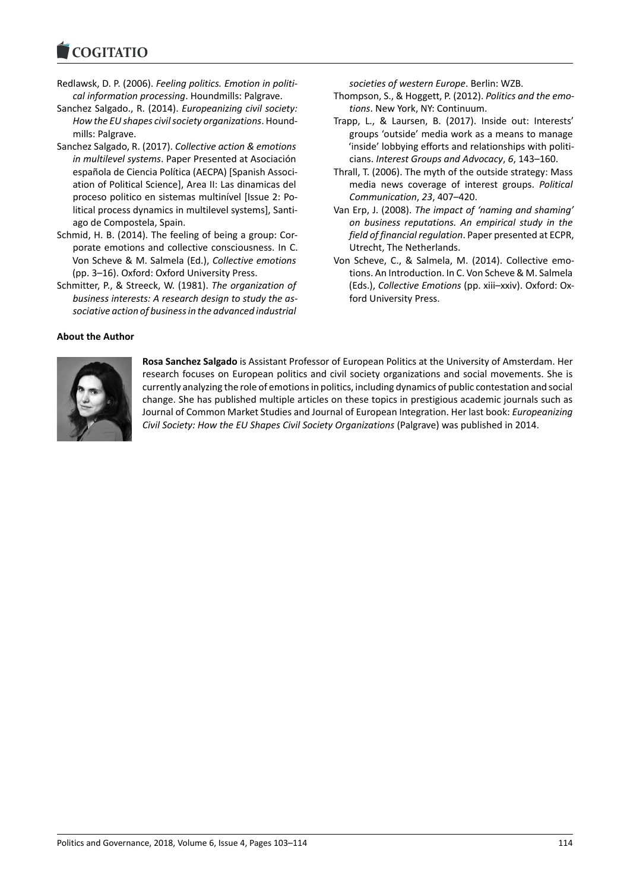Redlawsk, D. P. (2006). *Feeling politics. Emotion in political information processing*. Houndmills: Palgrave.

Sanchez Salgado., R. (2014). *Europeanizing civil society: How the EU shapes civil society organizations*. Houndmills: Palgrave.

Sanchez Salgado, R. (2017). *Collective action & emotions in multilevel systems*. Paper Presented at Asociación española de Ciencia Política (AECPA) [Spanish Association of Political Science], Area II: Las dinamicas del proceso politico en sistemas multinível [Issue 2: Political process dynamics in multilevel systems], Santiago de Compostela, Spain.

Schmid, H. B. (2014). The feeling of being a group: Corporate emotions and collective consciousness. In C. Von Scheve & M. Salmela (Ed.), *Collective emotions* (pp. 3–16). Oxford: Oxford University Press.

Schmitter, P., & Streeck, W. (1981). *The organization of business interests: A research design to study the associative action of business in the advanced industrial societies of western Europe*. Berlin: WZB.

Thompson, S., & Hoggett, P. (2012). *Politics and the emotions*. New York, NY: Continuum.

Trapp, L., & Laursen, B. (2017). Inside out: Interests' groups 'outside' media work as a means to manage 'inside' lobbying efforts and relationships with politicians. *Interest Groups and Advocacy*, *6*, 143–160.

Thrall, T. (2006). The myth of the outside strategy: Mass media news coverage of interest groups. *Political Communication*, *23*, 407–420.

Van Erp, J. (2008). *The impact of 'naming and shaming' on business reputations. An empirical study in the field of financial regulation*. Paper presented at ECPR, Utrecht, The Netherlands.

Von Scheve, C., & Salmela, M. (2014). Collective emotions. An Introduction. In C. Von Scheve & M. Salmela (Eds.), *Collective Emotions* (pp. xiii–xxiv). Oxford: Oxford University Press.

**About the Author**

**Rosa Sanchez Salgado** is Assistant Professor of European Politics at the University of Amsterdam. Her research focuses on European politics and civil society organizations and social movements. She is currently analyzing the role of emotions in politics, including dynamics of public contestation and social change. She has published multiple articles on these topics in prestigious academic journals such as Journal of Common Market Studies and Journal of European Integration. Her last book: *Europeanizing Civil Society: How the EU Shapes Civil Society Organizations* (Palgrave) was published in 2014.